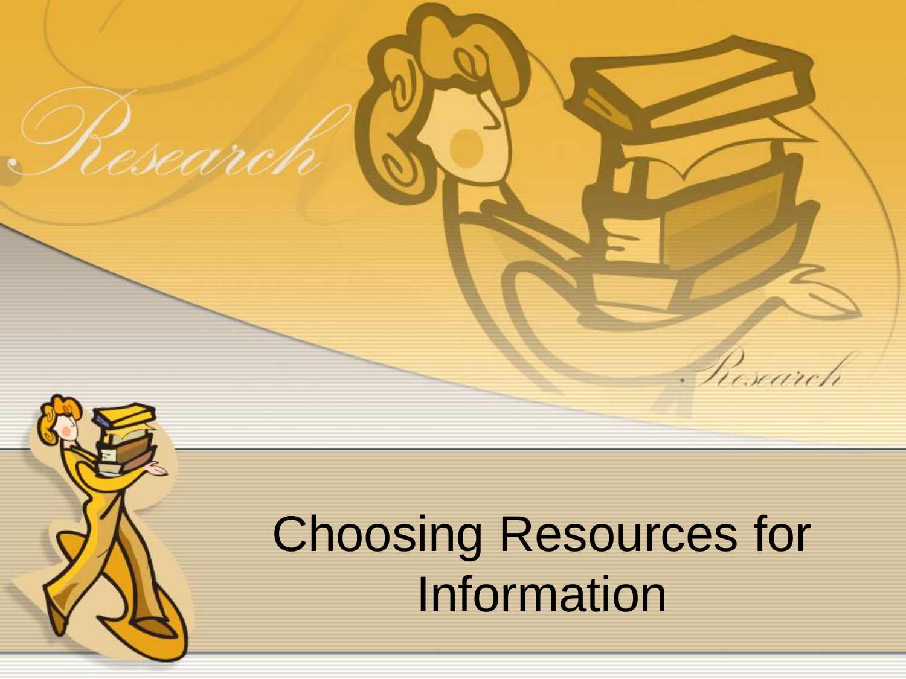# Choosing Resources for Information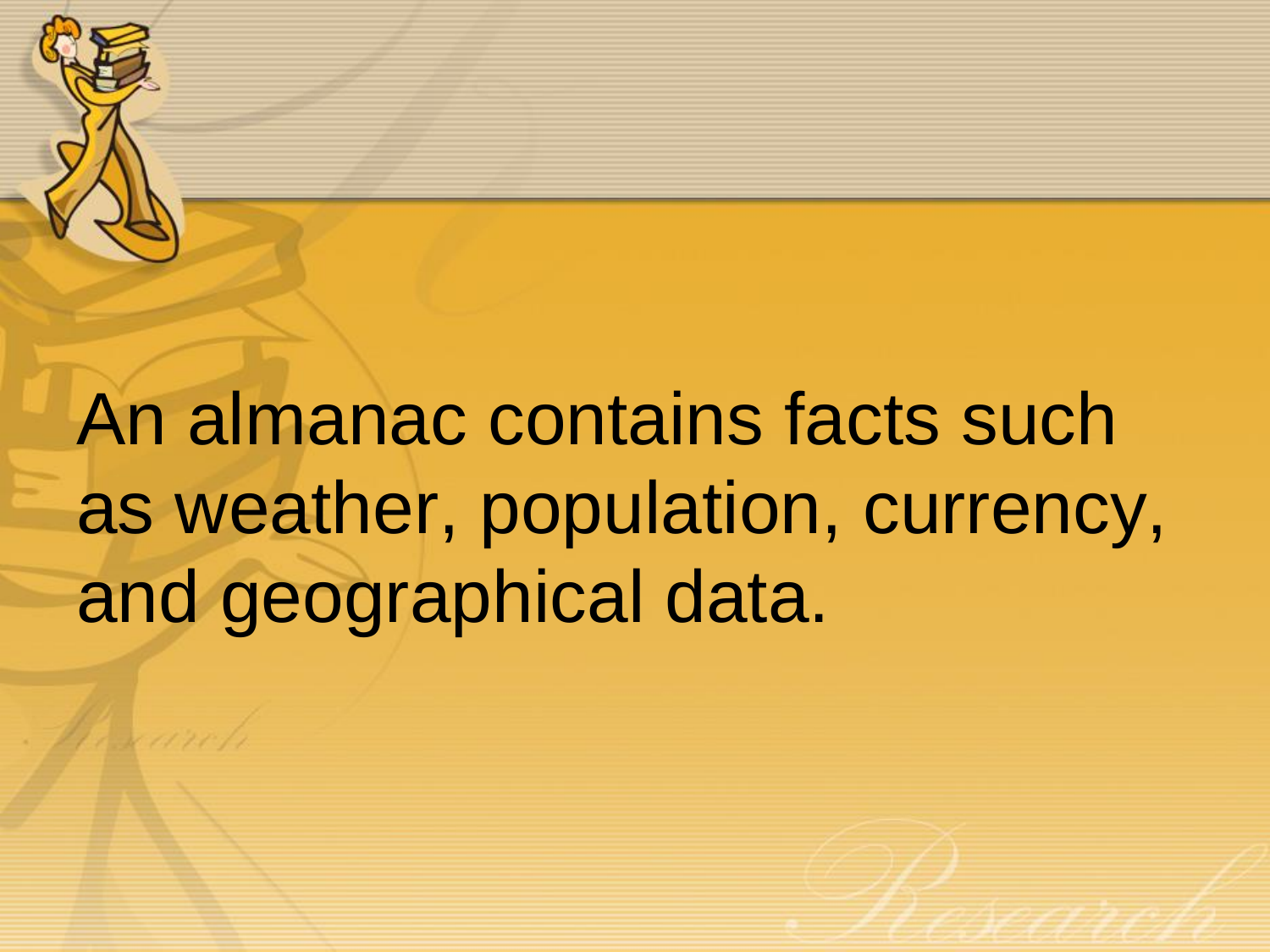An almanac contains facts such as weather, population, currency, and geographical data.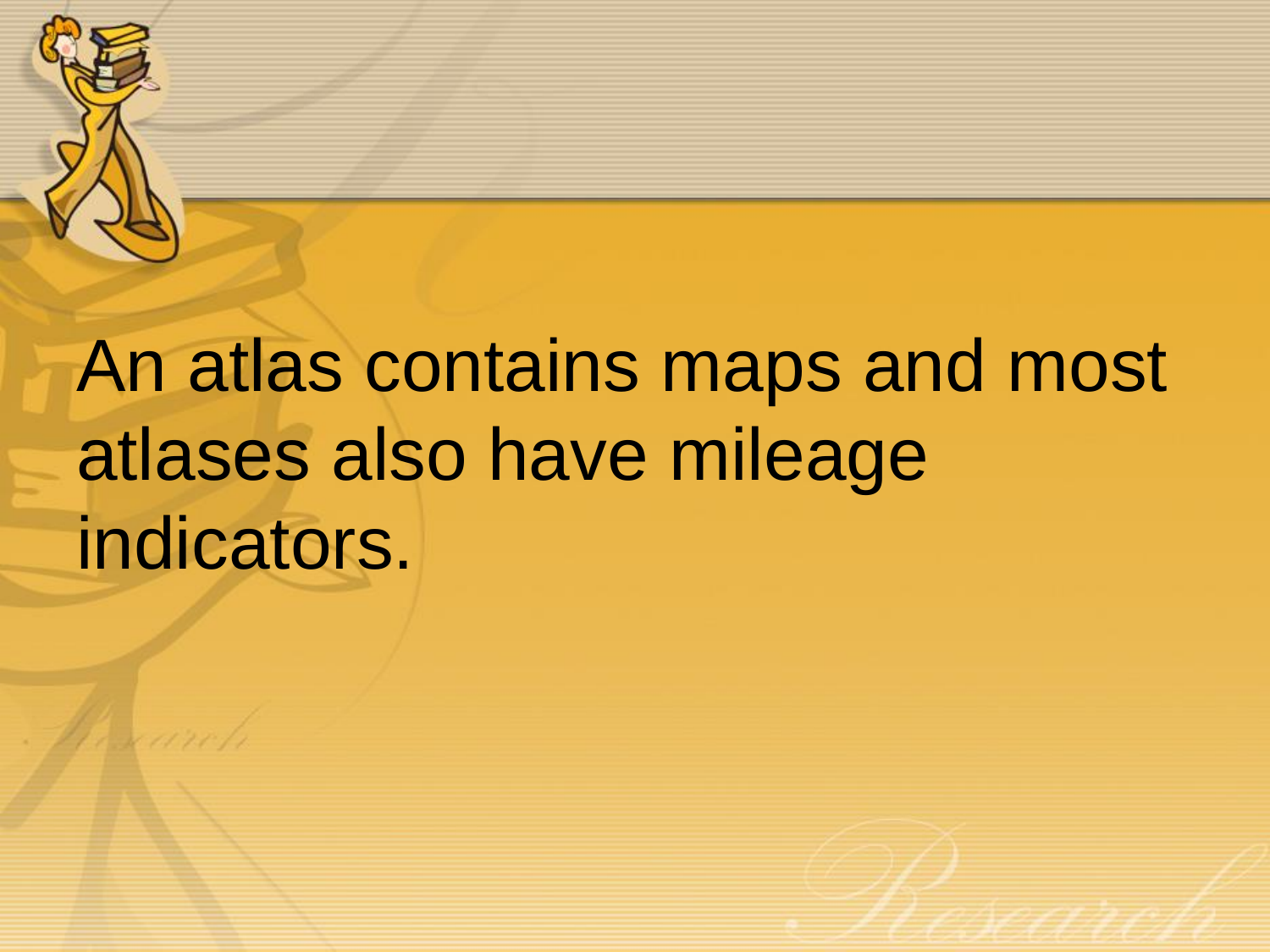An atlas contains maps and most atlases also have mileage indicators.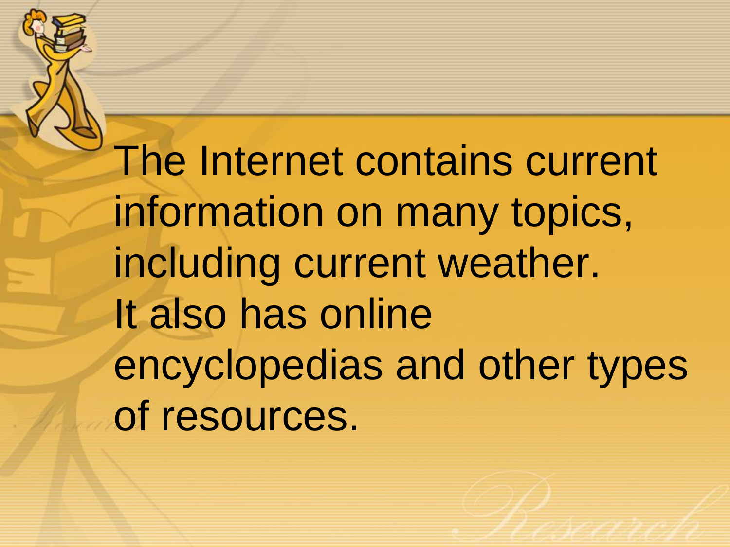The Internet contains current information on many topics, including current weather.
It also has online encyclopedias and other types of resources.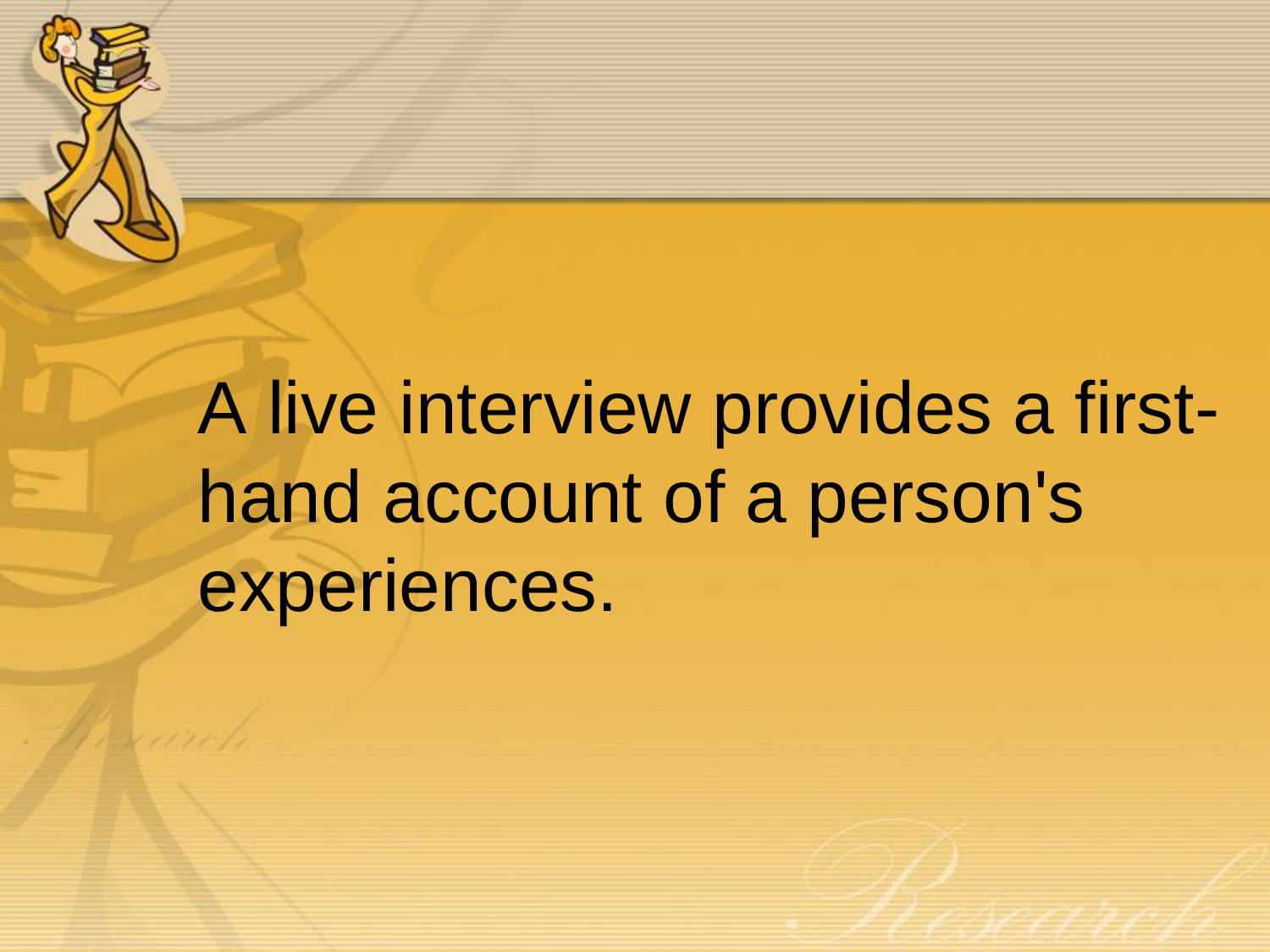A live interview provides a first-hand account of a person's experiences.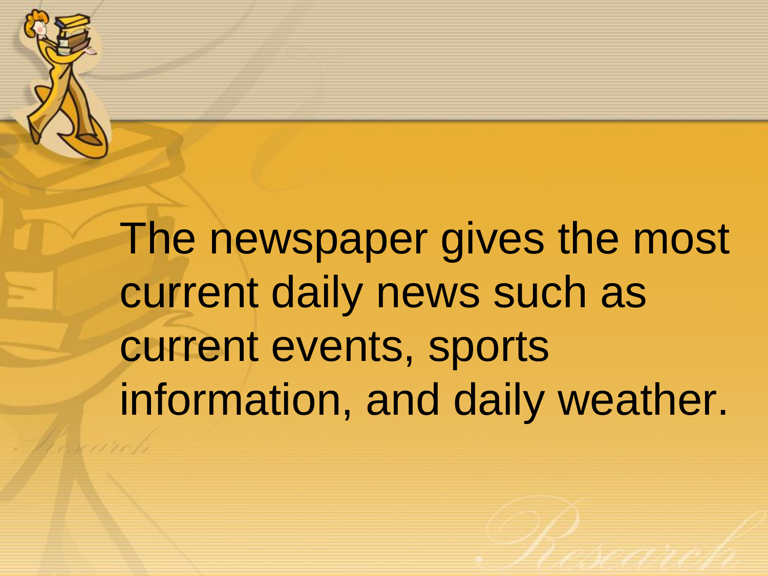The newspaper gives the most current daily news such as current events, sports information, and daily weather.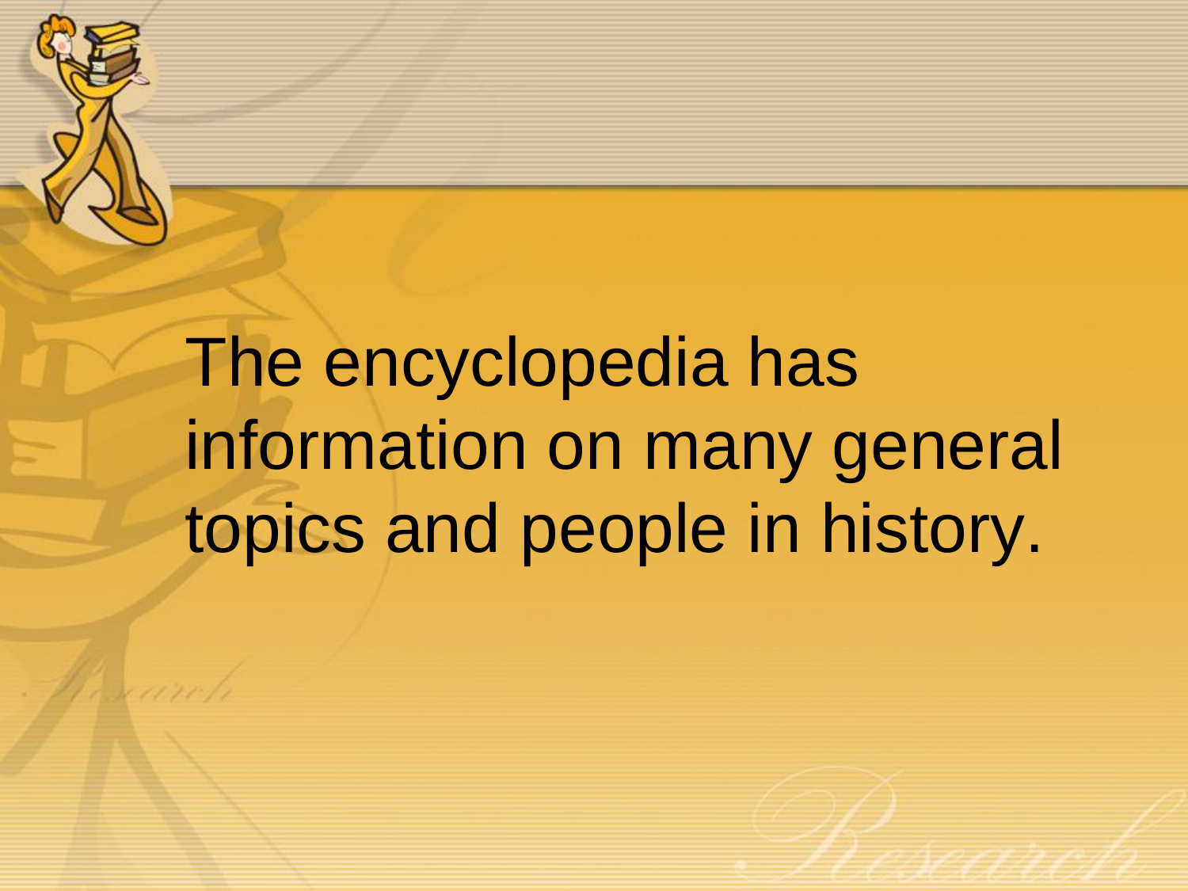The encyclopedia has information on many general topics and people in history.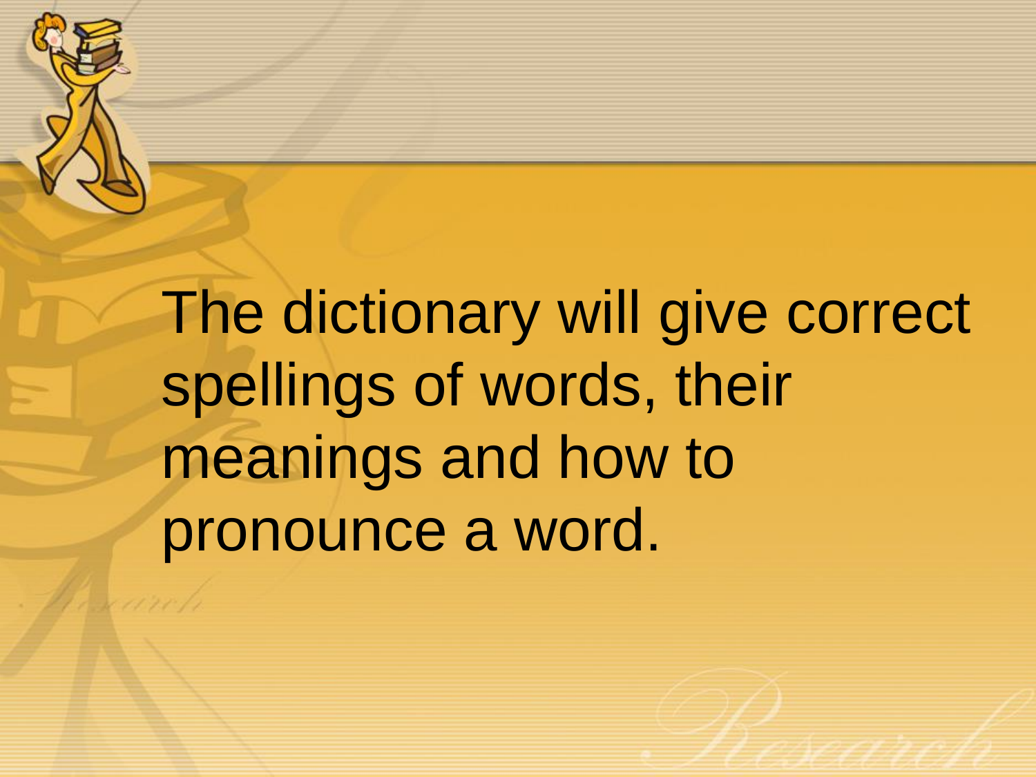The dictionary will give correct spellings of words, their meanings and how to pronounce a word.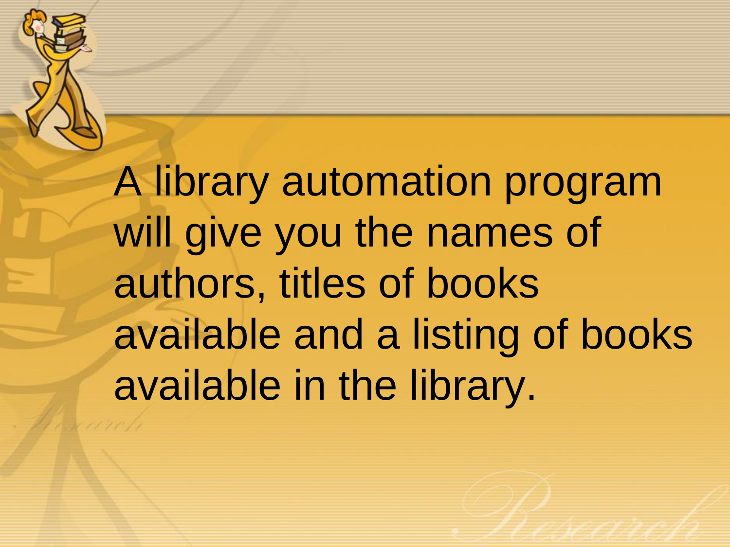A library automation program will give you the names of authors, titles of books available and a listing of books available in the library.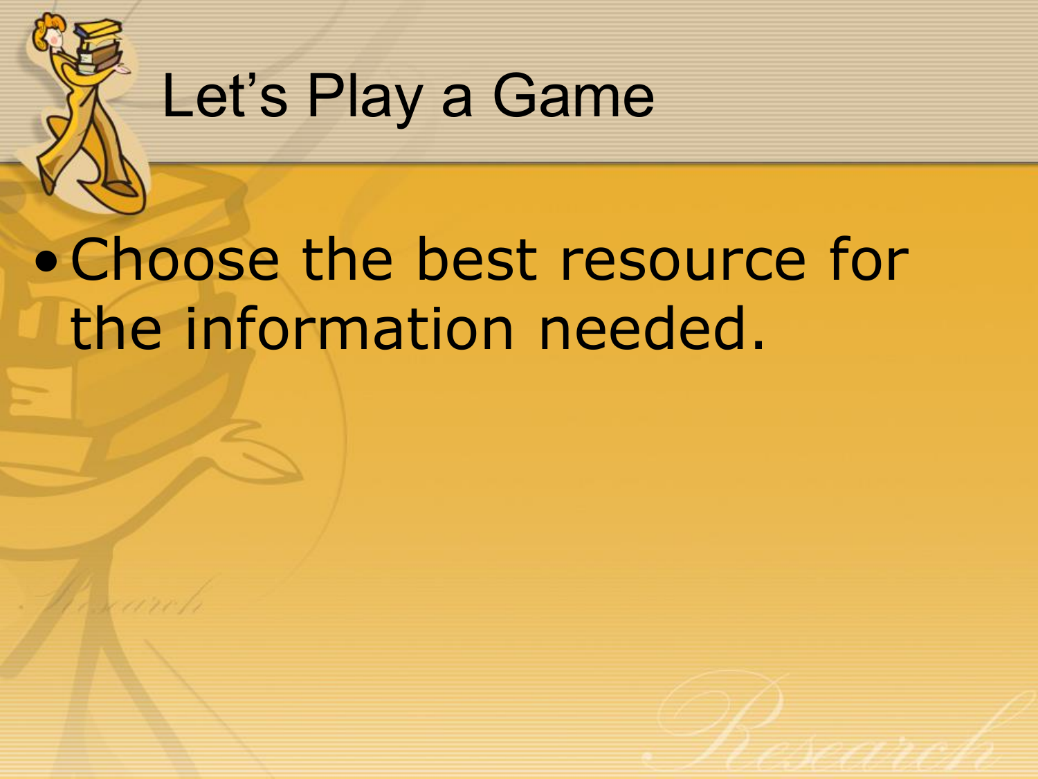# Let’s Play a Game

- Choose the best resource for the information needed.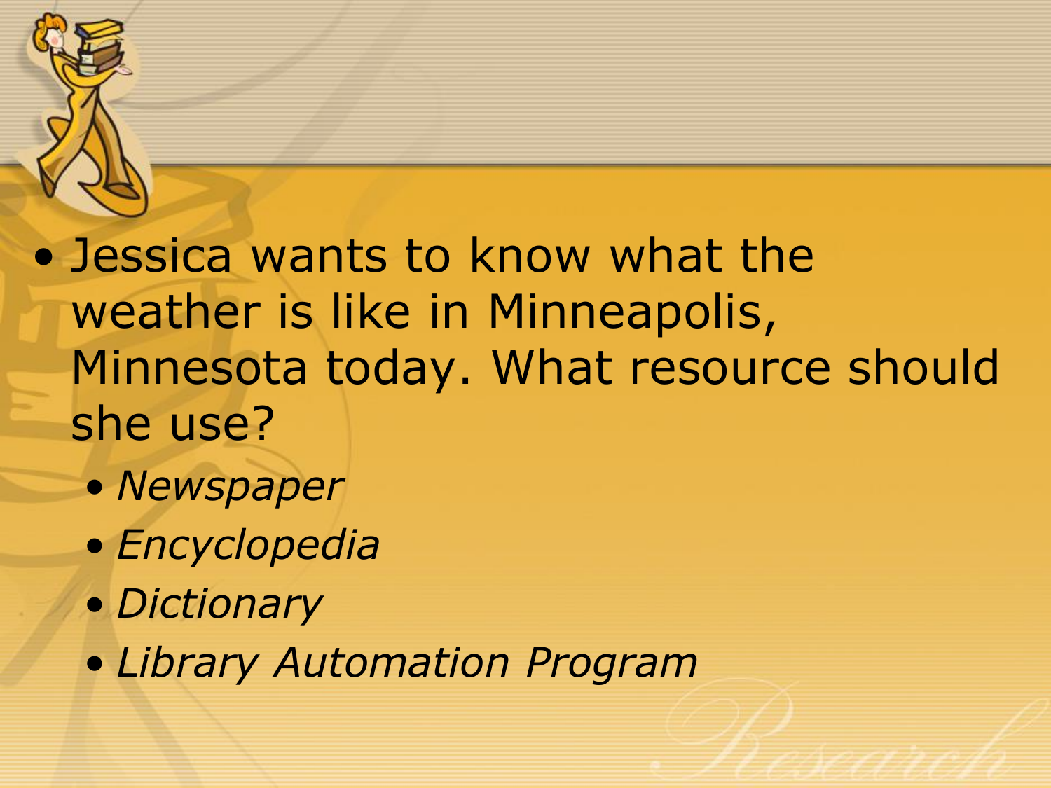- Jessica wants to know what the weather is like in Minneapolis, Minnesota today. What resource should she use?
  - *Newspaper*
  - *Encyclopedia*
  - *Dictionary*
  - *Library Automation Program*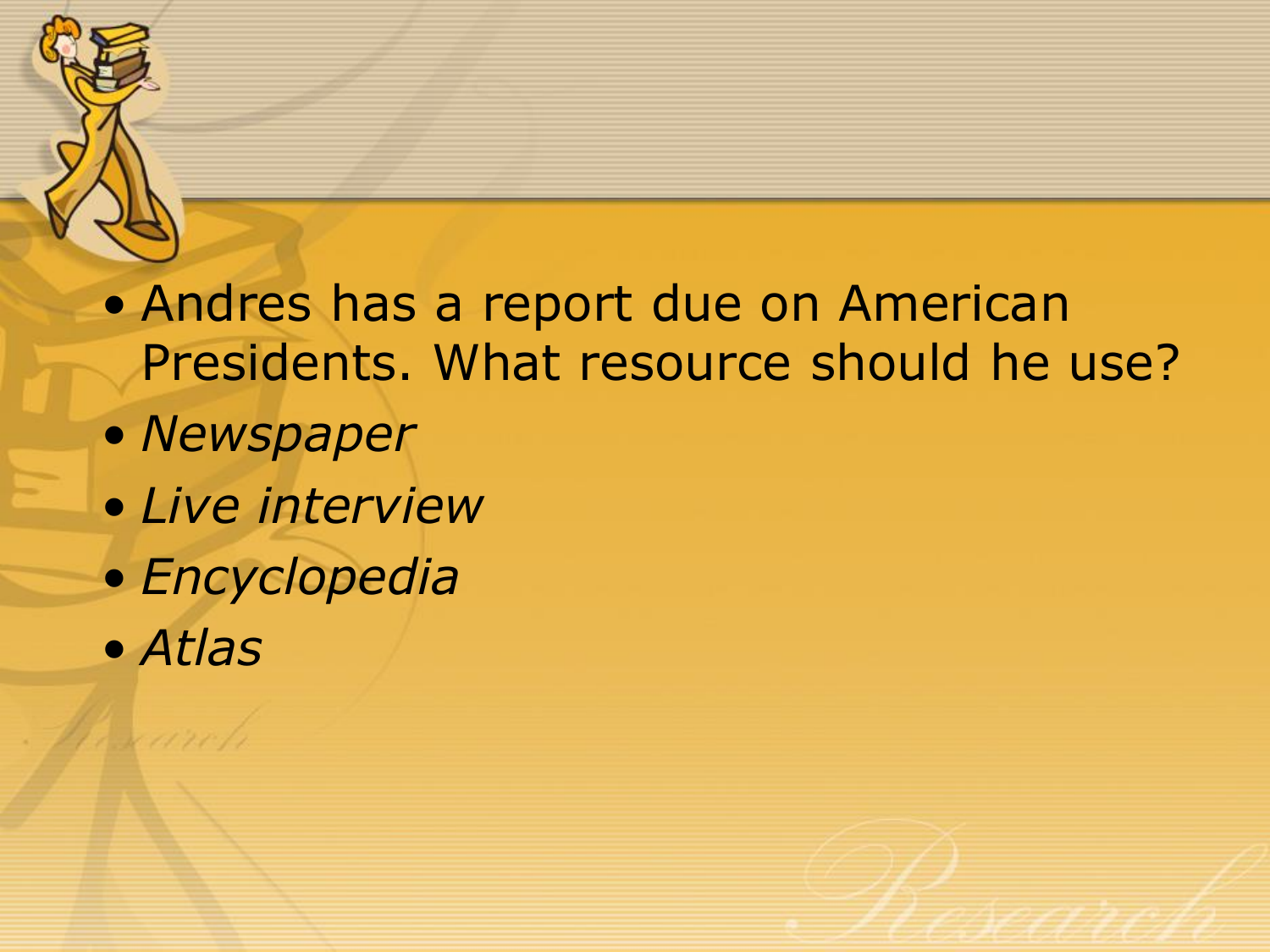- Andres has a report due on American Presidents. What resource should he use?
- *Newspaper*
- *Live interview*
- *Encyclopedia*
- *Atlas*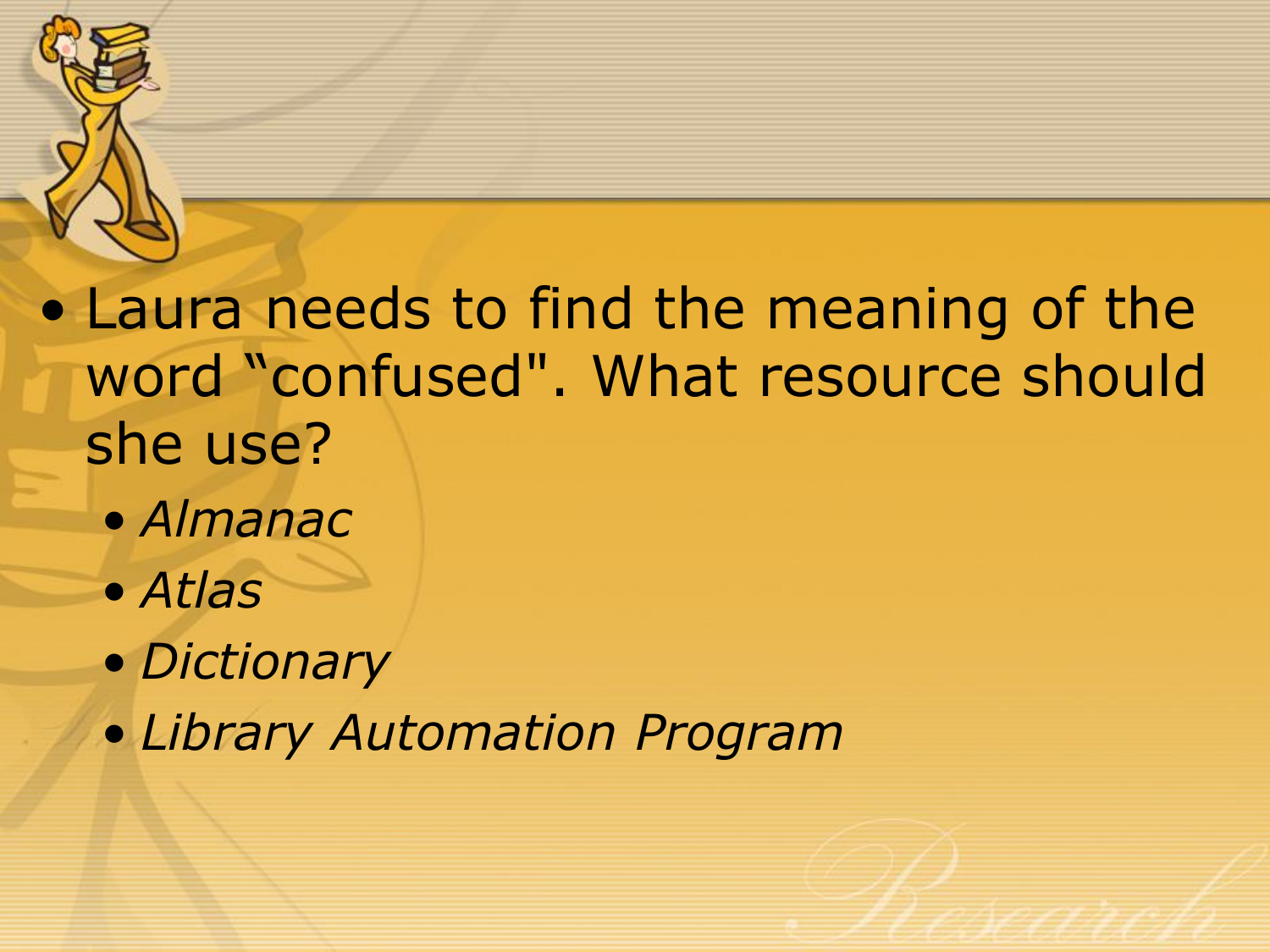- Laura needs to find the meaning of the word "confused". What resource should she use?
  - *Almanac*
  - *Atlas*
  - *Dictionary*
  - *Library Automation Program*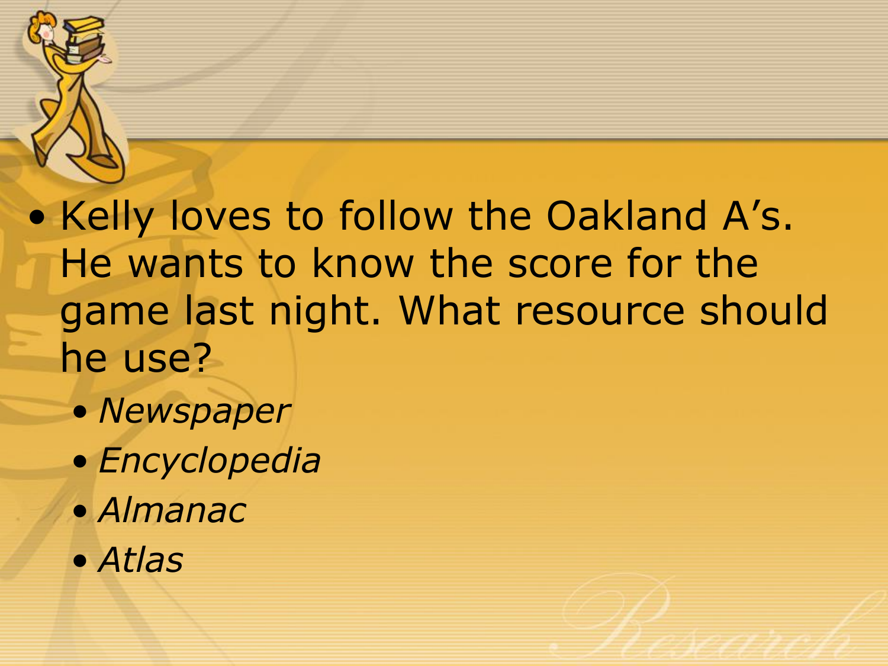- Kelly loves to follow the Oakland A's. He wants to know the score for the game last night. What resource should he use?
  - *Newspaper*
  - *Encyclopedia*
  - *Almanac*
  - *Atlas*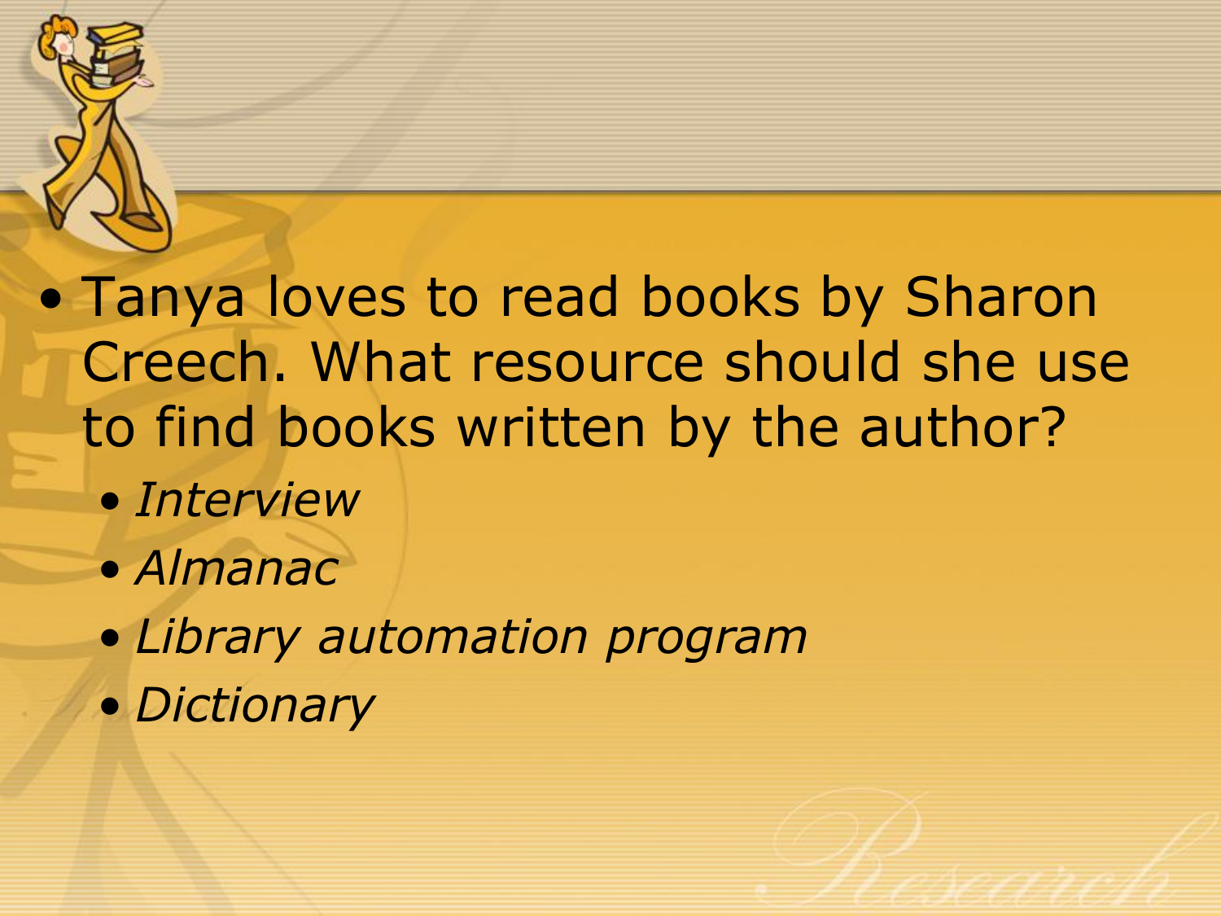- Tanya loves to read books by Sharon Creech. What resource should she use to find books written by the author?
  - *Interview*
  - *Almanac*
  - *Library automation program*
  - *Dictionary*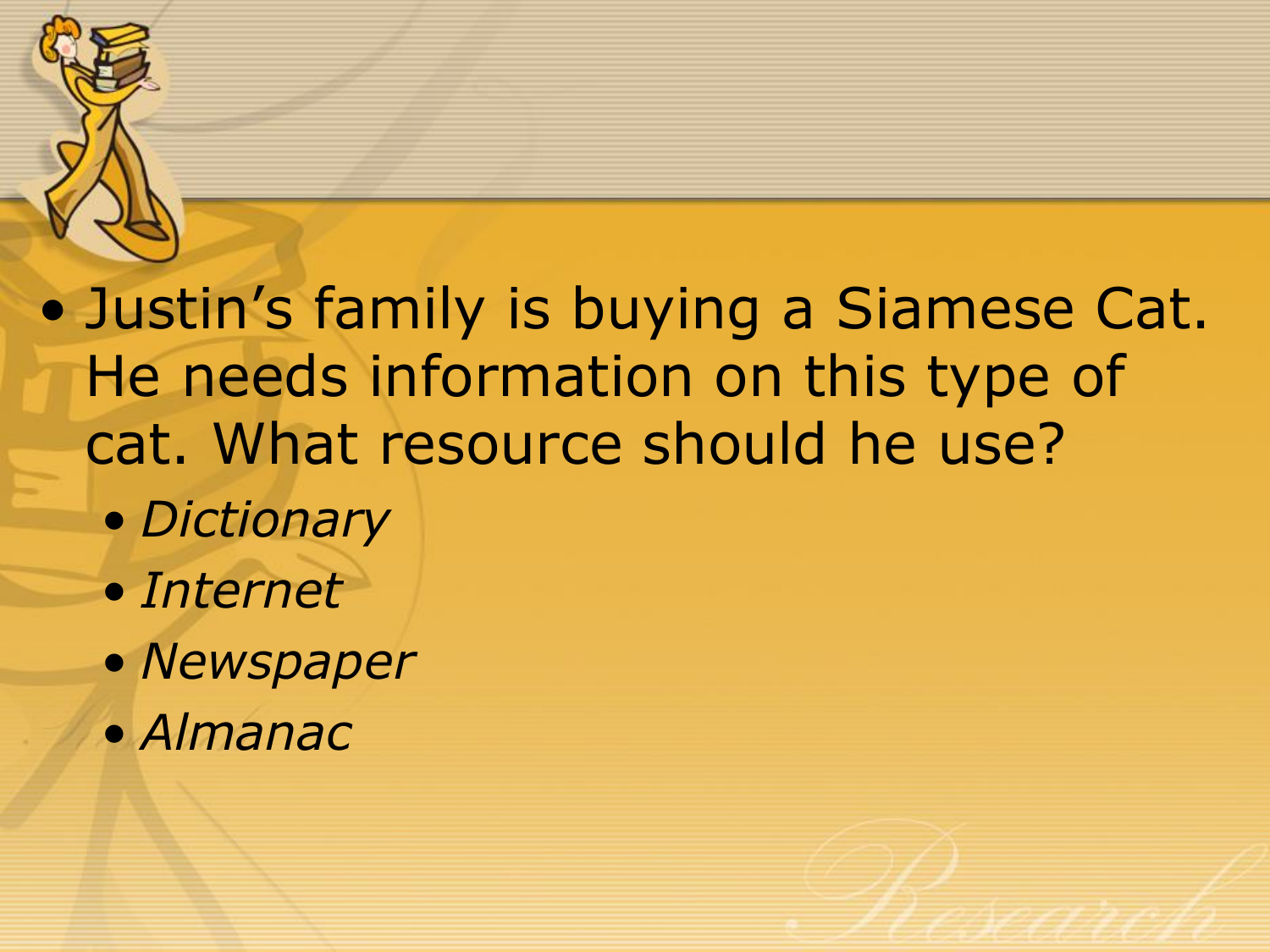- Justin’s family is buying a Siamese Cat. He needs information on this type of cat. What resource should he use?
  - *Dictionary*
  - *Internet*
  - *Newspaper*
  - *Almanac*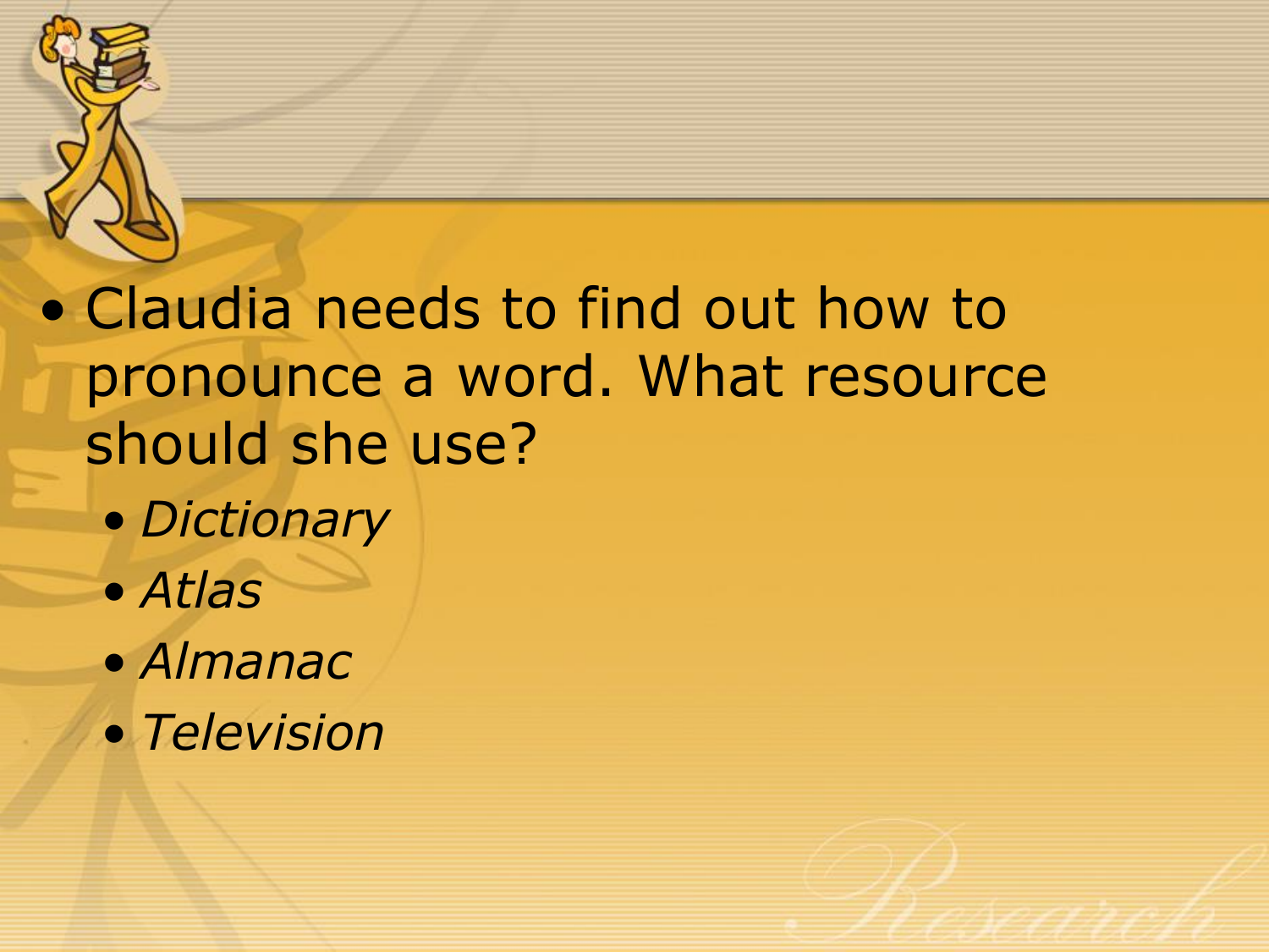- Claudia needs to find out how to pronounce a word. What resource should she use?
  - *Dictionary*
  - *Atlas*
  - *Almanac*
  - *Television*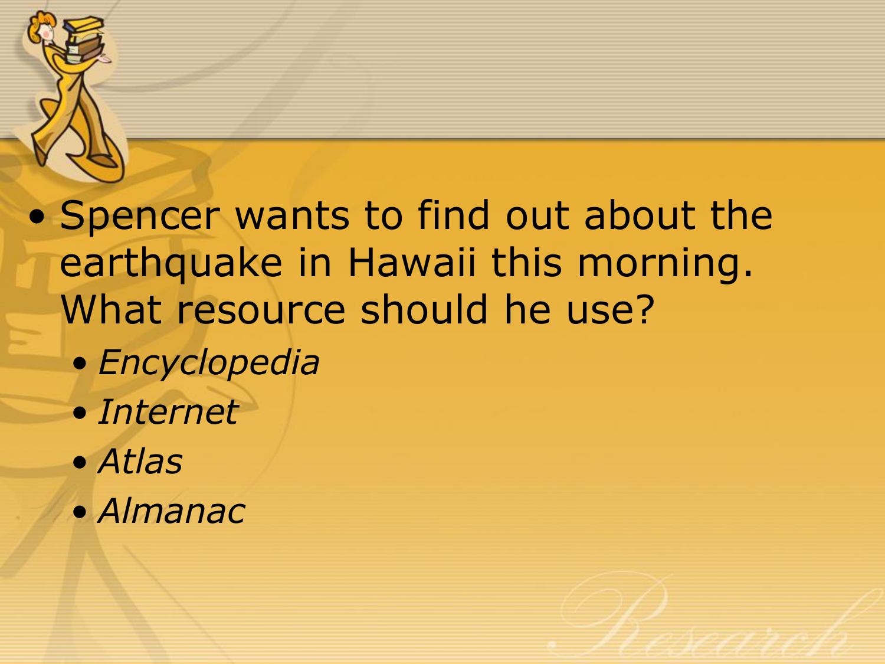- Spencer wants to find out about the earthquake in Hawaii this morning. What resource should he use?
  - *Encyclopedia*
  - *Internet*
  - *Atlas*
  - *Almanac*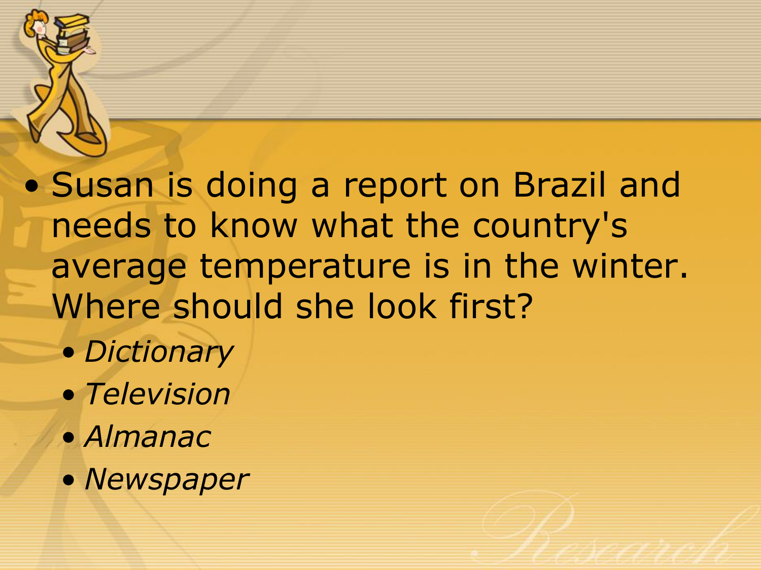- Susan is doing a report on Brazil and needs to know what the country's average temperature is in the winter. Where should she look first?
  - *Dictionary*
  - *Television*
  - *Almanac*
  - *Newspaper*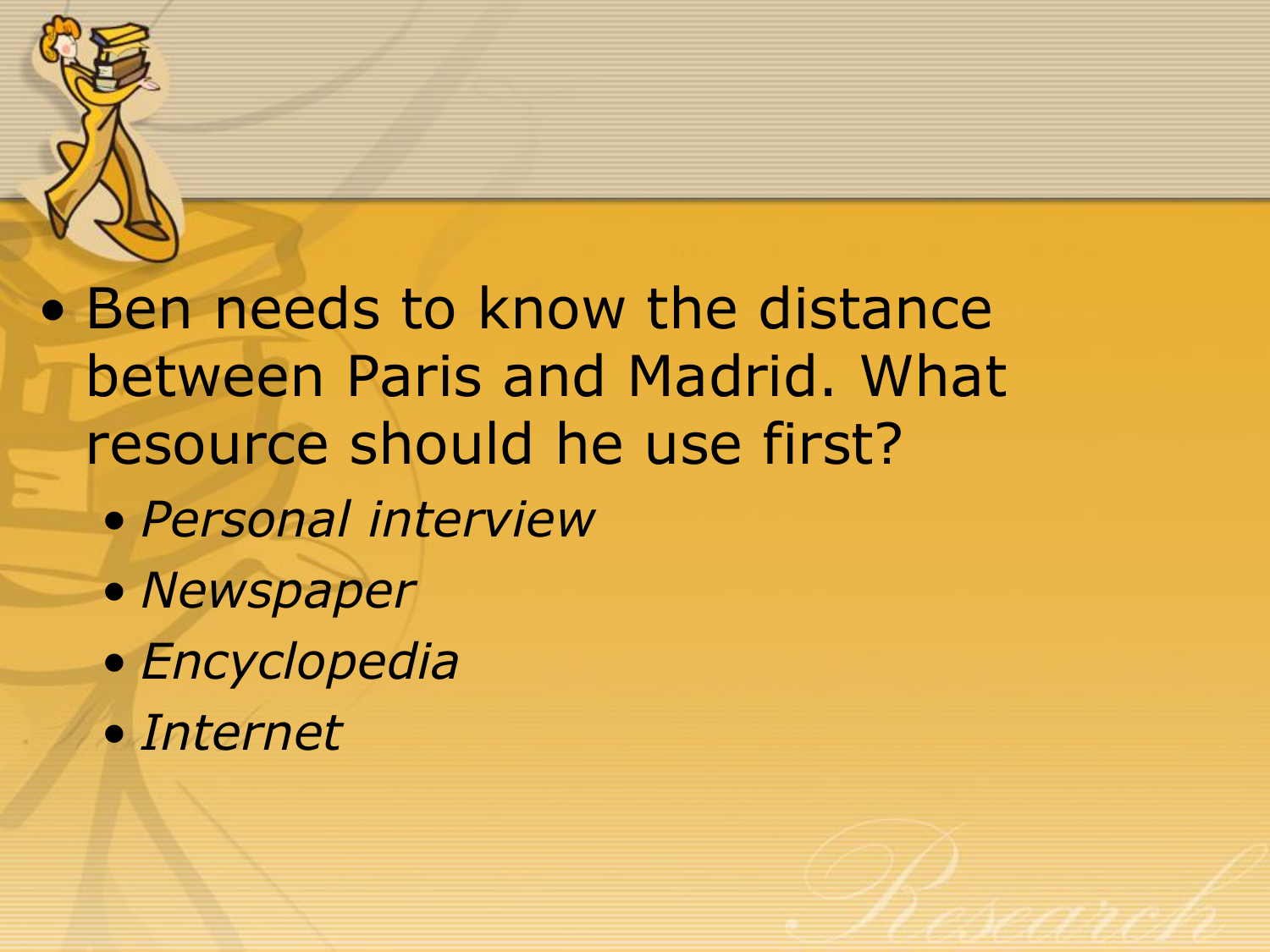- Ben needs to know the distance between Paris and Madrid. What resource should he use first?
    - *Personal interview*
    - *Newspaper*
    - *Encyclopedia*
    - *Internet*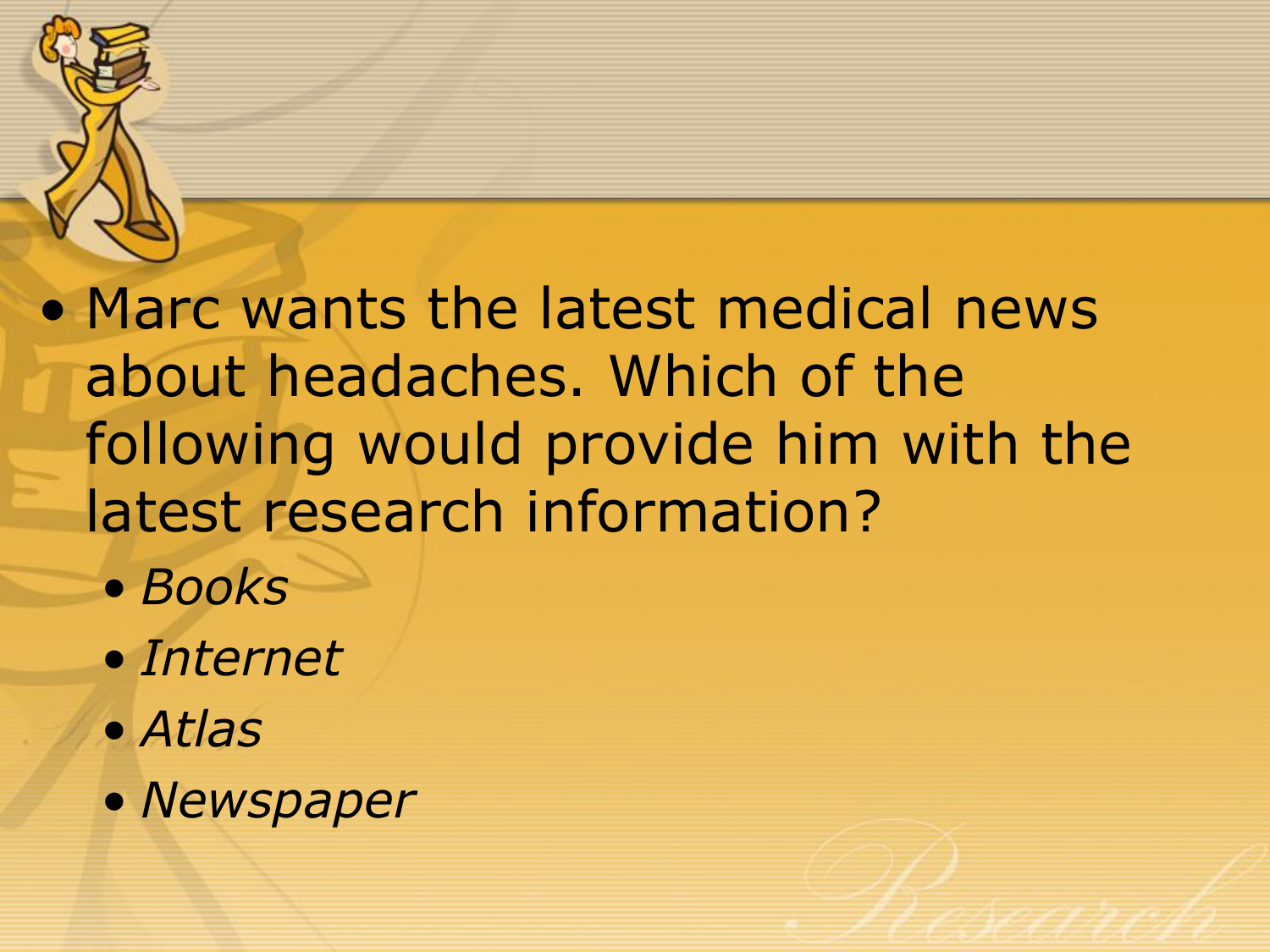- Marc wants the latest medical news about headaches. Which of the following would provide him with the latest research information?
  - *Books*
  - *Internet*
  - *Atlas*
  - *Newspaper*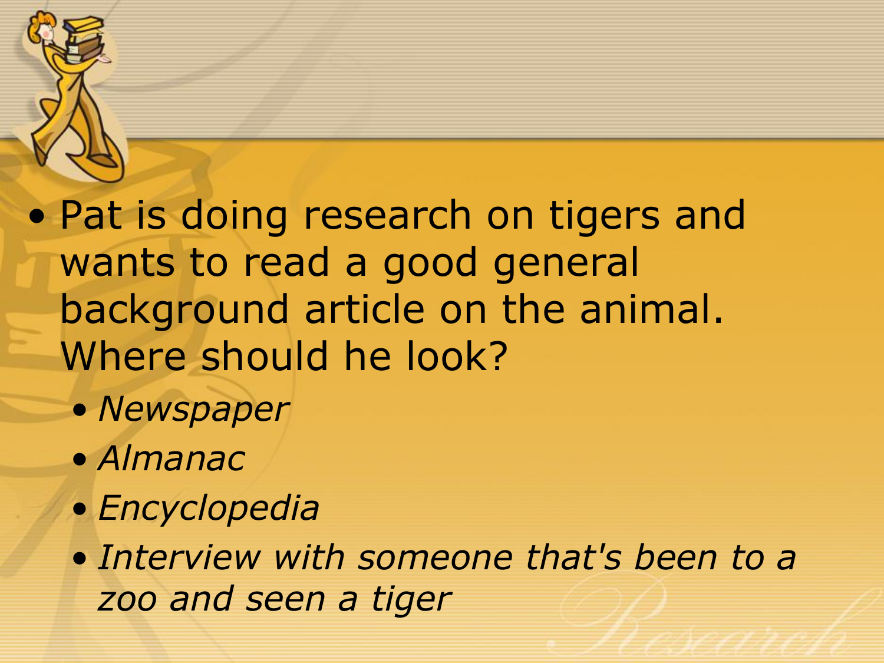- Pat is doing research on tigers and wants to read a good general background article on the animal. Where should he look?
  - *Newspaper*
  - *Almanac*
  - *Encyclopedia*
  - *Interview with someone that's been to a zoo and seen a tiger*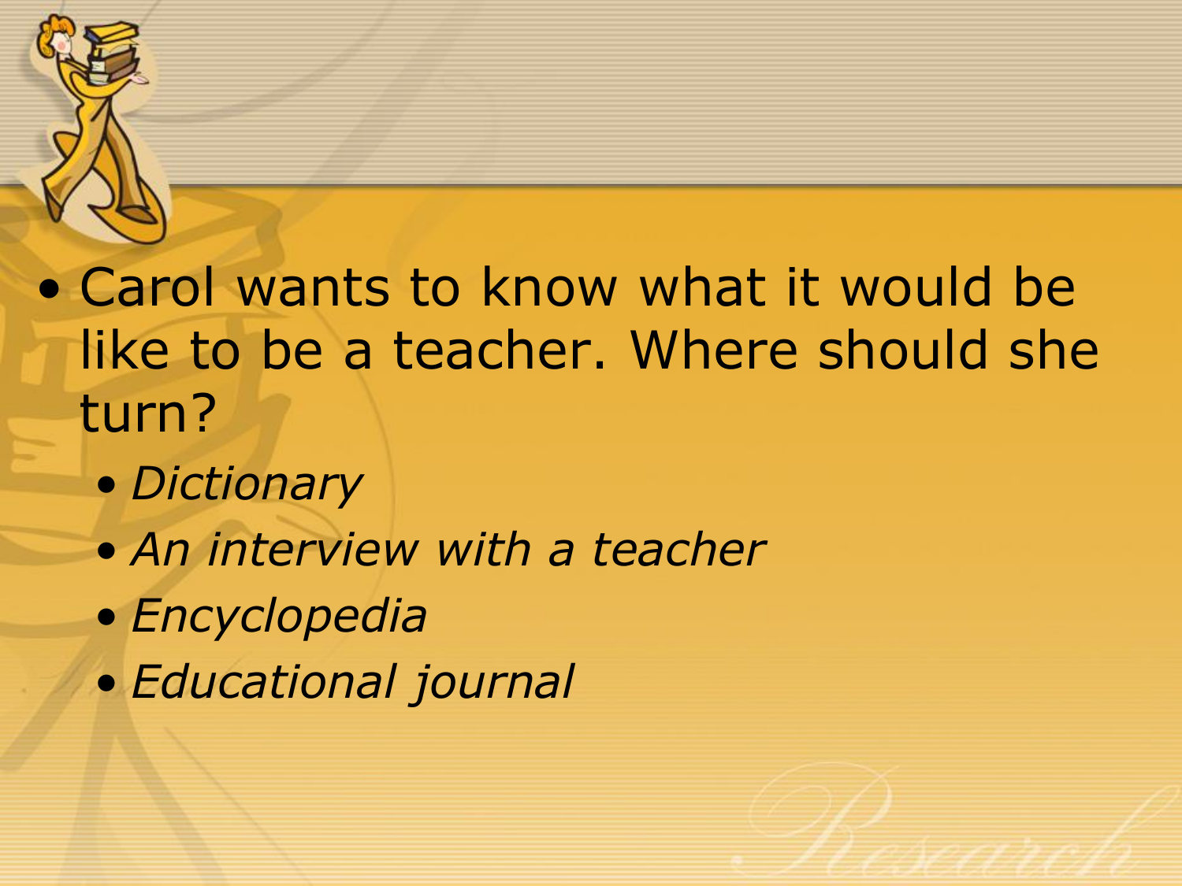- Carol wants to know what it would be like to be a teacher. Where should she turn?
  - *Dictionary*
  - *An interview with a teacher*
  - *Encyclopedia*
  - *Educational journal*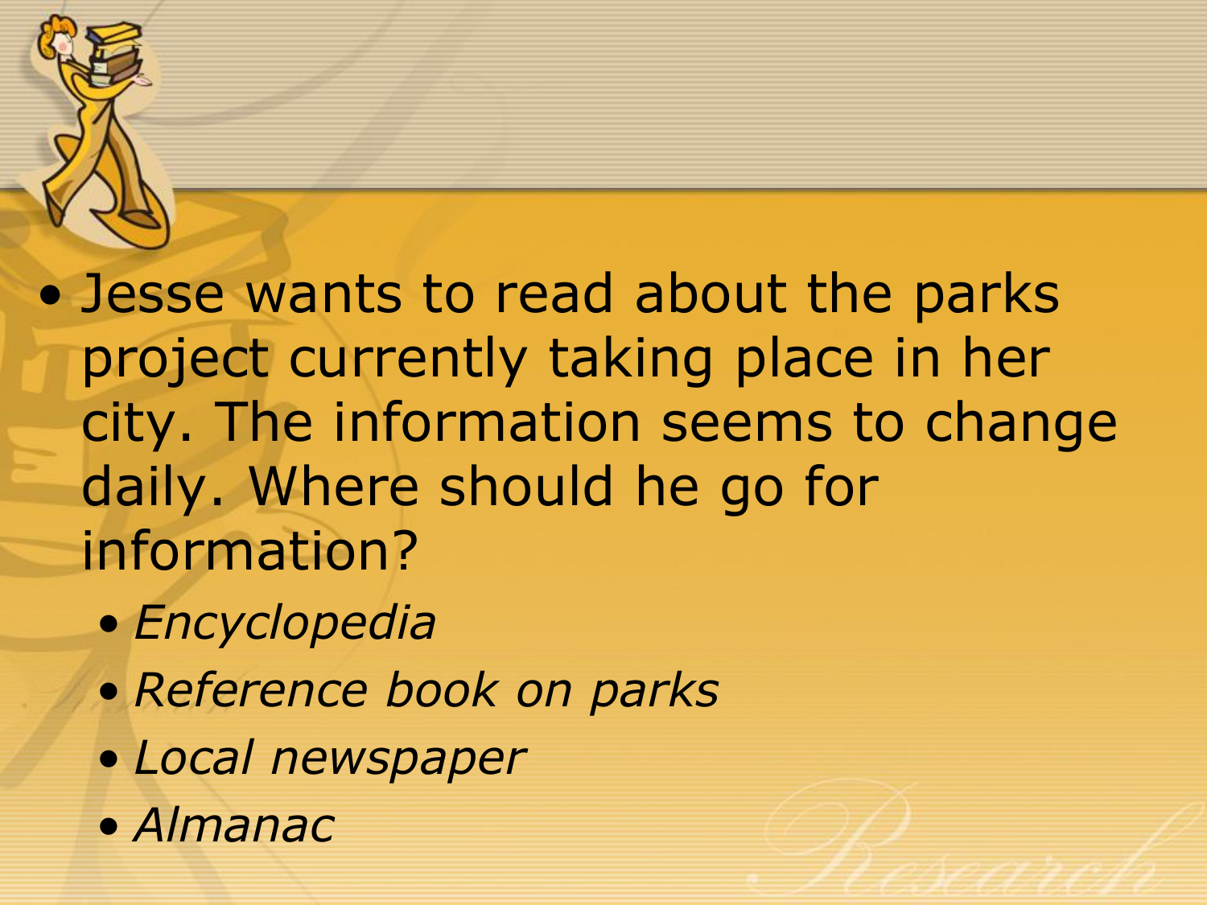- Jesse wants to read about the parks project currently taking place in her city. The information seems to change daily. Where should he go for information?
  - *Encyclopedia*
  - *Reference book on parks*
  - *Local newspaper*
  - *Almanac*